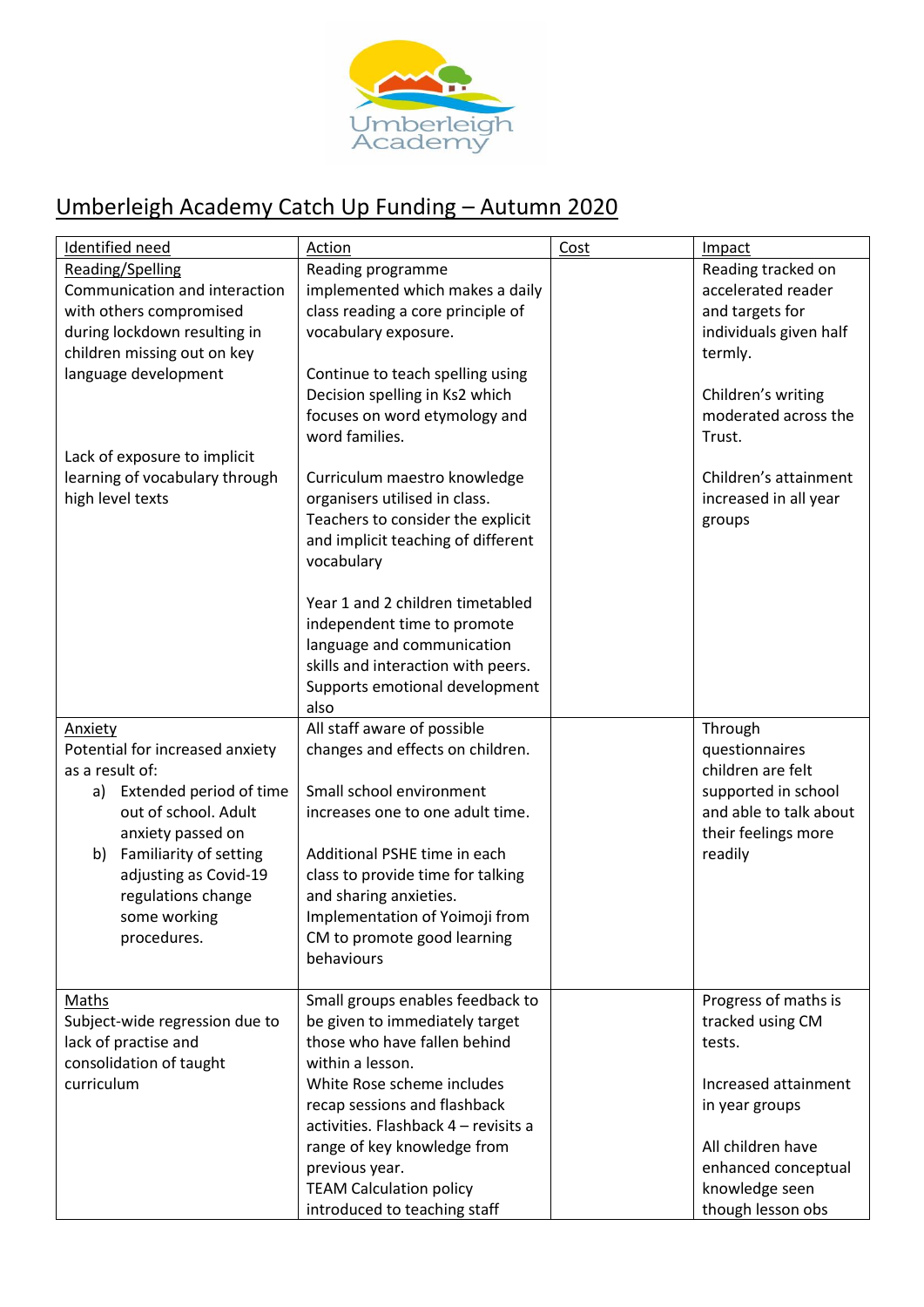# Umberleigh Academy Catch Up Funding – Autumn 2020

| Identified need | Action | Cost | Impact |
|---|---|---|---|
| **Reading/Spelling**<br>Communication and interaction with others compromised during lockdown resulting in children missing out on key language development<br><br>Lack of exposure to implicit learning of vocabulary through high level texts | Reading programme implemented which makes a daily class reading a core principle of vocabulary exposure.<br><br>Continue to teach spelling using Decision spelling in Ks2 which focuses on word etymology and word families.<br><br>Curriculum maestro knowledge organisers utilised in class. Teachers to consider the explicit and implicit teaching of different vocabulary<br><br>Year 1 and 2 children timetabled independent time to promote language and communication skills and interaction with peers. Supports emotional development also | | Reading tracked on accelerated reader and targets for individuals given half termly.<br><br>Children's writing moderated across the Trust.<br><br>Children's attainment increased in all year groups |
| **Anxiety**<br>Potential for increased anxiety as a result of:<br>a) Extended period of time out of school. Adult anxiety passed on<br>b) Familiarity of setting adjusting as Covid-19 regulations change some working procedures. | All staff aware of possible changes and effects on children.<br><br>Small school environment increases one to one adult time.<br><br>Additional PSHE time in each class to provide time for talking and sharing anxieties.<br>Implementation of Yoimoji from CM to promote good learning behaviours | | Through questionnaires children are felt supported in school and able to talk about their feelings more readily |
| **Maths**<br>Subject-wide regression due to lack of practise and consolidation of taught curriculum | Small groups enables feedback to be given to immediately target those who have fallen behind within a lesson.<br>White Rose scheme includes recap sessions and flashback activities. Flashback 4 – revisits a range of key knowledge from previous year.<br>TEAM Calculation policy introduced to teaching staff | | Progress of maths is tracked using CM tests.<br><br>Increased attainment in year groups<br><br>All children have enhanced conceptual knowledge seen though lesson obs |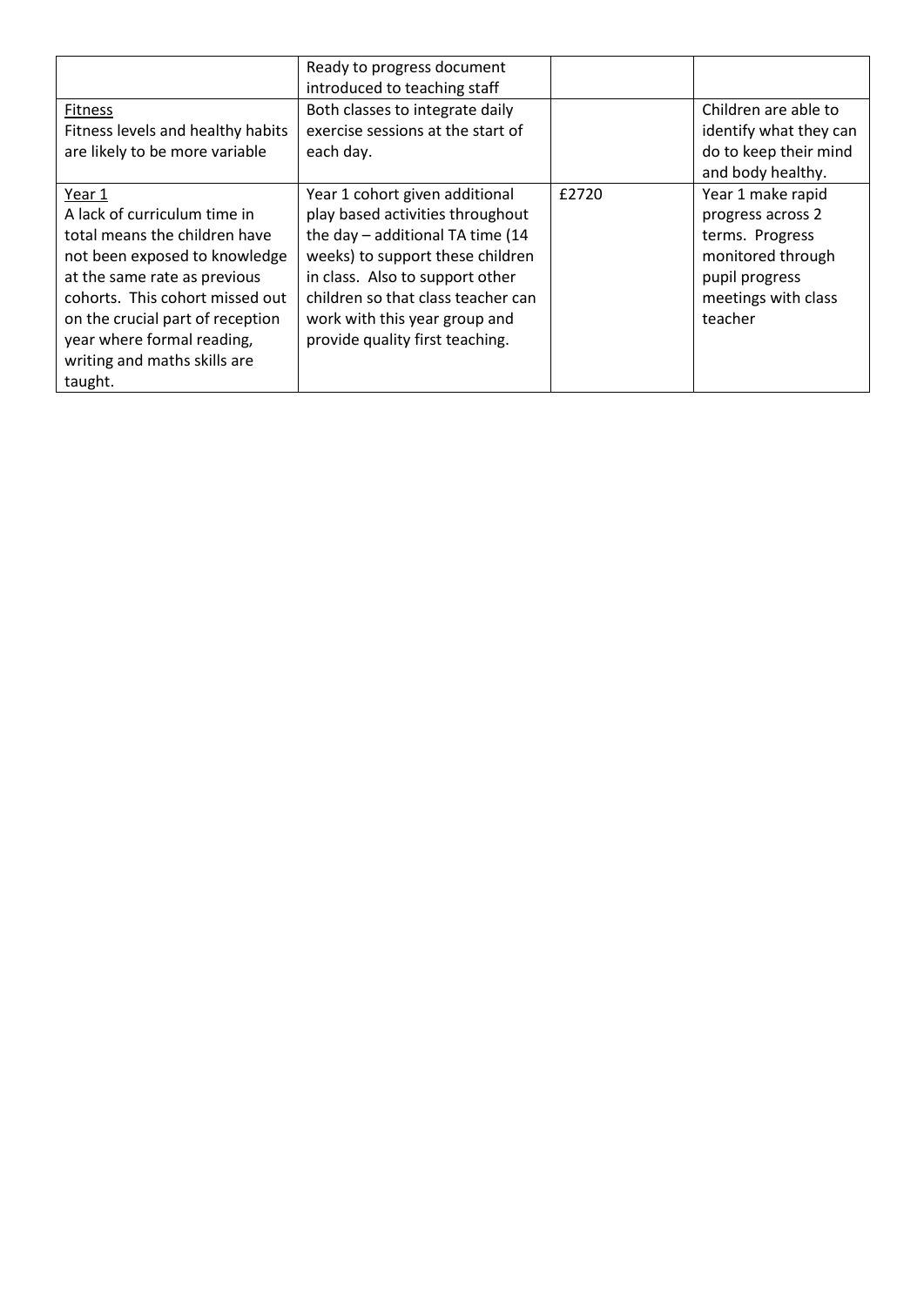| | | | |
|---|---|---|---|
| | Ready to progress document introduced to teaching staff | | |
| <u>Fitness</u><br>Fitness levels and healthy habits are likely to be more variable | Both classes to integrate daily exercise sessions at the start of each day. | | Children are able to identify what they can do to keep their mind and body healthy. |
| <u>Year 1</u><br>A lack of curriculum time in total means the children have not been exposed to knowledge at the same rate as previous cohorts. This cohort missed out on the crucial part of reception year where formal reading, writing and maths skills are taught. | Year 1 cohort given additional play based activities throughout the day – additional TA time (14 weeks) to support these children in class. Also to support other children so that class teacher can work with this year group and provide quality first teaching. | £2720 | Year 1 make rapid progress across 2 terms. Progress monitored through pupil progress meetings with class teacher |